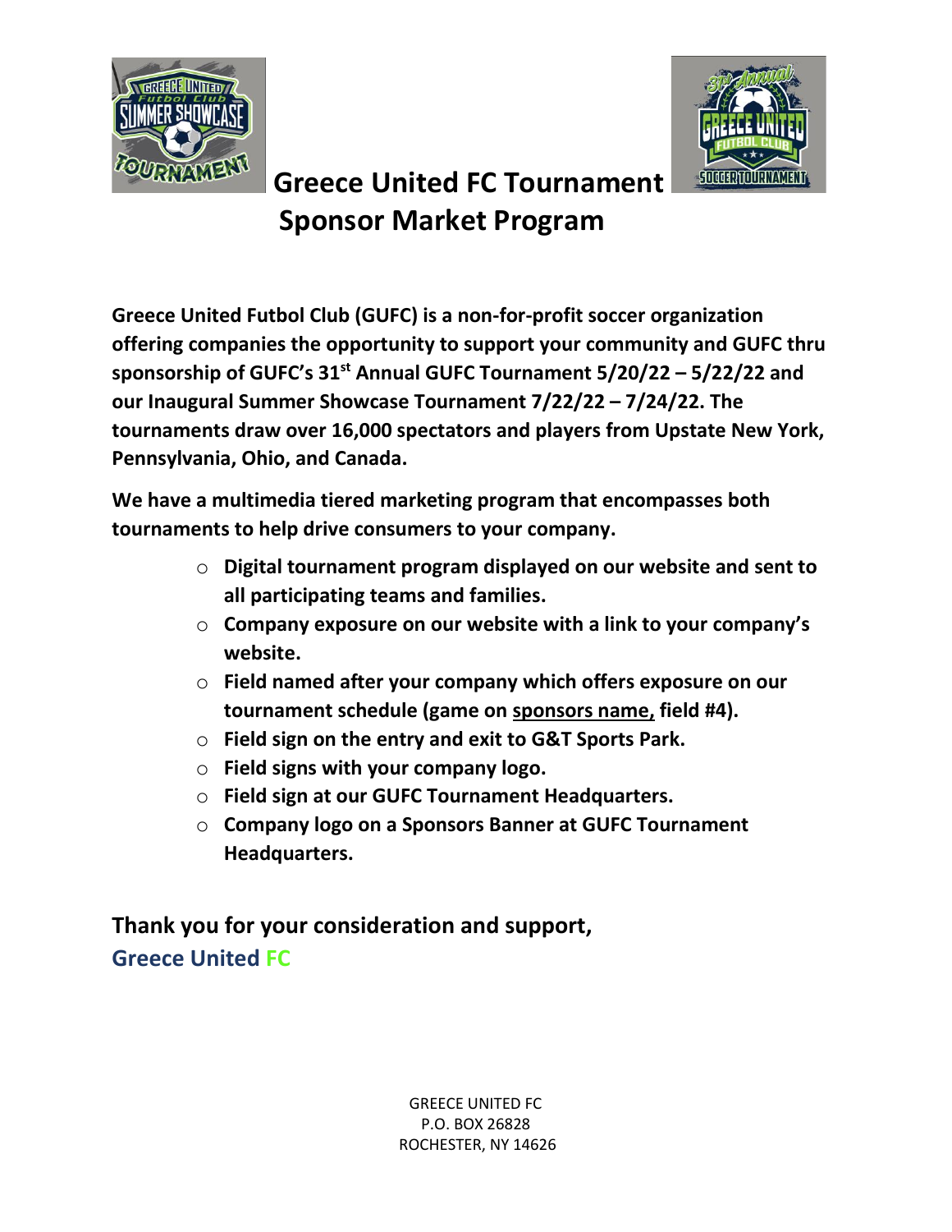# Greece United FC Tournament Sponsor Market Program

**Greece United Futbol Club (GUFC) is a non-for-profit soccer organization offering companies the opportunity to support your community and GUFC thru sponsorship of GUFC's 31st Annual GUFC Tournament 5/20/22 – 5/22/22 and our Inaugural Summer Showcase Tournament 7/22/22 – 7/24/22. The tournaments draw over 16,000 spectators and players from Upstate New York, Pennsylvania, Ohio, and Canada.**

**We have a multimedia tiered marketing program that encompasses both tournaments to help drive consumers to your company.**

- **Digital tournament program displayed on our website and sent to all participating teams and families.**
- **Company exposure on our website with a link to your company's website.**
- **Field named after your company which offers exposure on our tournament schedule (game on <u>sponsors name,</u> field #4).**
- **Field sign on the entry and exit to G&T Sports Park.**
- **Field signs with your company logo.**
- **Field sign at our GUFC Tournament Headquarters.**
- **Company logo on a Sponsors Banner at GUFC Tournament Headquarters.**

**Thank you for your consideration and support,**

**Greece United FC**

GREECE UNITED FC
P.O. BOX 26828
ROCHESTER, NY 14626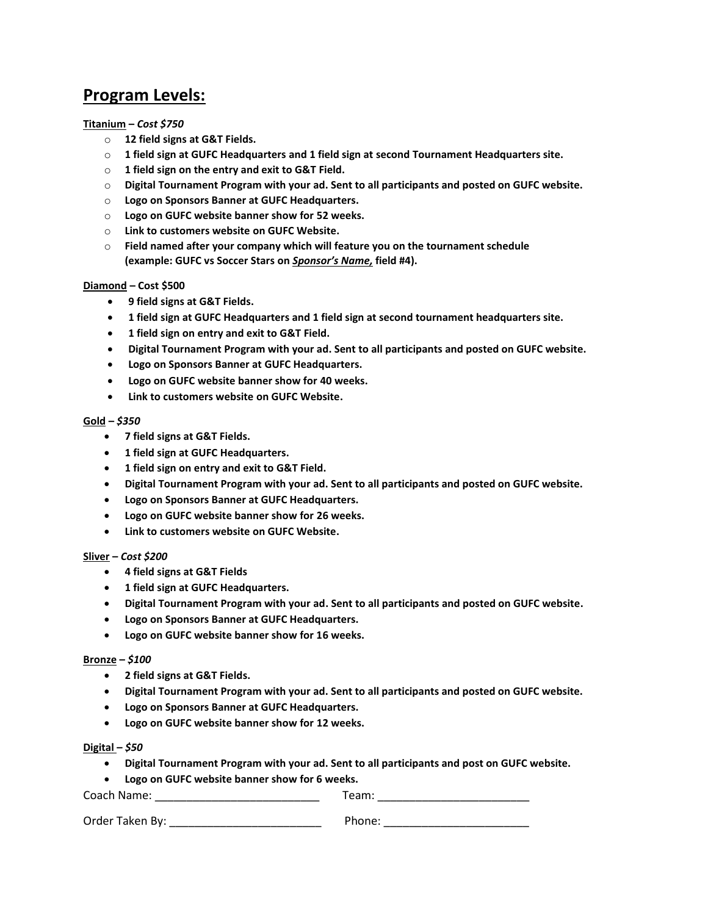## Program Levels:

**Titanium** – ***Cost $750***

- **12 field signs at G&T Fields.**
- **1 field sign at GUFC Headquarters and 1 field sign at second Tournament Headquarters site.**
- **1 field sign on the entry and exit to G&T Field.**
- **Digital Tournament Program with your ad. Sent to all participants and posted on GUFC website.**
- **Logo on Sponsors Banner at GUFC Headquarters.**
- **Logo on GUFC website banner show for 52 weeks.**
- **Link to customers website on GUFC Website.**
- **Field named after your company which will feature you on the tournament schedule (example: GUFC vs Soccer Stars on *Sponsor's Name,* field #4).**

**Diamond – Cost $500**

- **9 field signs at G&T Fields.**
- **1 field sign at GUFC Headquarters and 1 field sign at second tournament headquarters site.**
- **1 field sign on entry and exit to G&T Field.**
- **Digital Tournament Program with your ad. Sent to all participants and posted on GUFC website.**
- **Logo on Sponsors Banner at GUFC Headquarters.**
- **Logo on GUFC website banner show for 40 weeks.**
- **Link to customers website on GUFC Website.**

**Gold** – ***$350***

- **7 field signs at G&T Fields.**
- **1 field sign at GUFC Headquarters.**
- **1 field sign on entry and exit to G&T Field.**
- **Digital Tournament Program with your ad. Sent to all participants and posted on GUFC website.**
- **Logo on Sponsors Banner at GUFC Headquarters.**
- **Logo on GUFC website banner show for 26 weeks.**
- **Link to customers website on GUFC Website.**

**Sliver** – ***Cost $200***

- **4 field signs at G&T Fields**
- **1 field sign at GUFC Headquarters.**
- **Digital Tournament Program with your ad. Sent to all participants and posted on GUFC website.**
- **Logo on Sponsors Banner at GUFC Headquarters.**
- **Logo on GUFC website banner show for 16 weeks.**

**Bronze** – ***$100***

- **2 field signs at G&T Fields.**
- **Digital Tournament Program with your ad. Sent to all participants and posted on GUFC website.**
- **Logo on Sponsors Banner at GUFC Headquarters.**
- **Logo on GUFC website banner show for 12 weeks.**

**Digital** – ***$50***

- **Digital Tournament Program with your ad. Sent to all participants and post on GUFC website.**
- **Logo on GUFC website banner show for 6 weeks.**

Coach Name: ___________________________ Team: _________________________

Order Taken By: _________________________ Phone: ________________________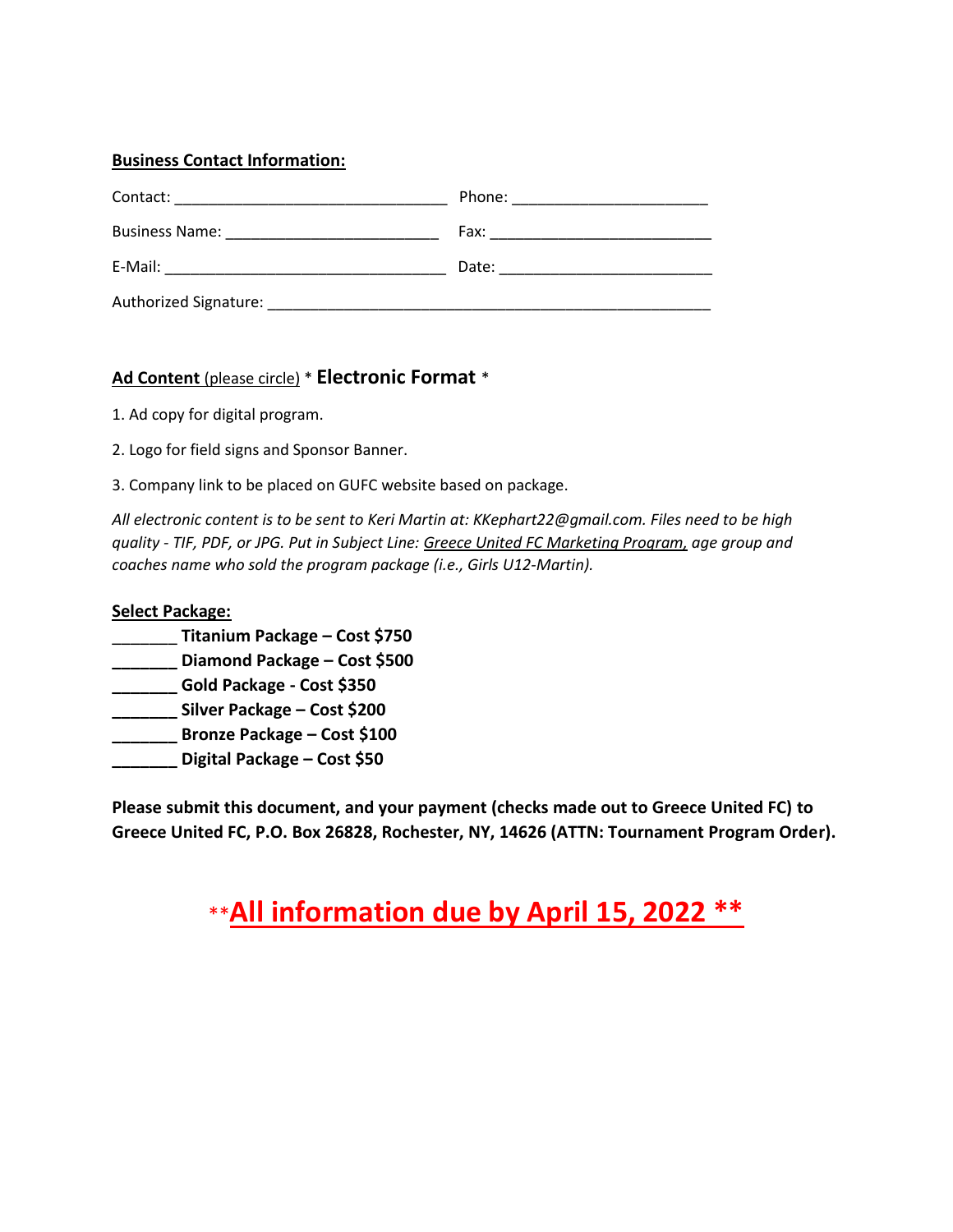**Business Contact Information:**

Contact: ________________________________ Phone: ______________________

Business Name: _________________________ Fax: __________________________

E-Mail: _________________________________ Date: _________________________

Authorized Signature: ____________________________________________________

**Ad Content** (please circle) * **Electronic Format** *

1. Ad copy for digital program.

2. Logo for field signs and Sponsor Banner.

3. Company link to be placed on GUFC website based on package.

*All electronic content is to be sent to Keri Martin at: KKephart22@gmail.com. Files need to be high quality - TIF, PDF, or JPG. Put in Subject Line: Greece United FC Marketing Program, age group and coaches name who sold the program package (i.e., Girls U12-Martin).*

**Select Package:**

_______ **Titanium Package – Cost $750**
_______ **Diamond Package – Cost $500**
_______ **Gold Package - Cost $350**
_______ **Silver Package – Cost $200**
_______ **Bronze Package – Cost $100**
_______ **Digital Package – Cost $50**

**Please submit this document, and your payment (checks made out to Greece United FC) to Greece United FC, P.O. Box 26828, Rochester, NY, 14626 (ATTN: Tournament Program Order).**

## **All information due by April 15, 2022 **